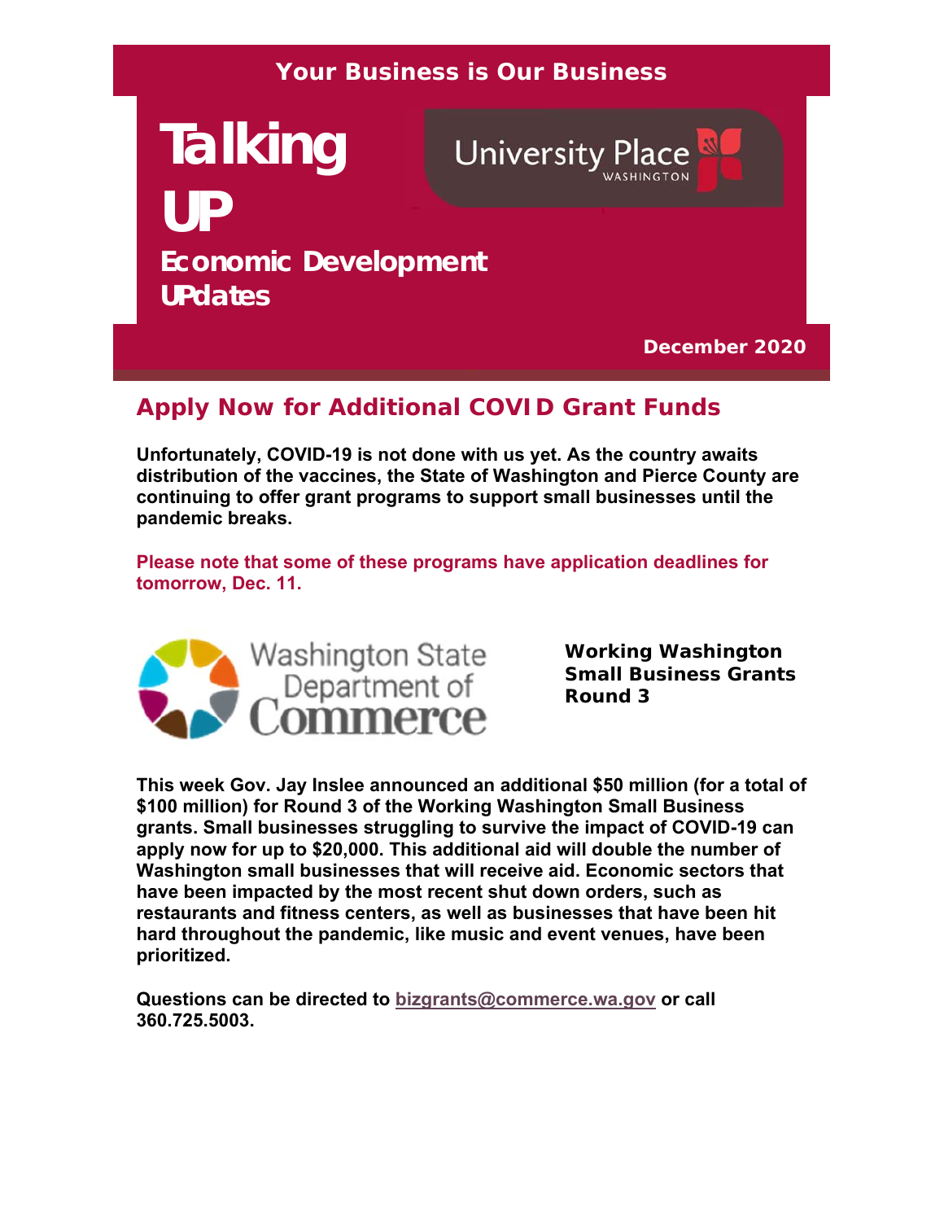Your Business is Our Business

# Talking UP

University Place WASHINGTON

## Economic Development UPdates

December 2020

## Apply Now for Additional COVID Grant Funds

**Unfortunately, COVID-19 is not done with us yet. As the country awaits distribution of the vaccines, the State of Washington and Pierce County are continuing to offer grant programs to support small businesses until the pandemic breaks.**

**Please note that some of these programs have application deadlines for tomorrow, Dec. 11.**

Washington State Department of Commerce

### Working Washington Small Business Grants Round 3

**This week Gov. Jay Inslee announced an additional $50 million (for a total of $100 million) for Round 3 of the Working Washington Small Business grants. Small businesses struggling to survive the impact of COVID-19 can apply now for up to $20,000. This additional aid will double the number of Washington small businesses that will receive aid. Economic sectors that have been impacted by the most recent shut down orders, such as restaurants and fitness centers, as well as businesses that have been hit hard throughout the pandemic, like music and event venues, have been prioritized.**

**Questions can be directed to bizgrants@commerce.wa.gov or call 360.725.5003.**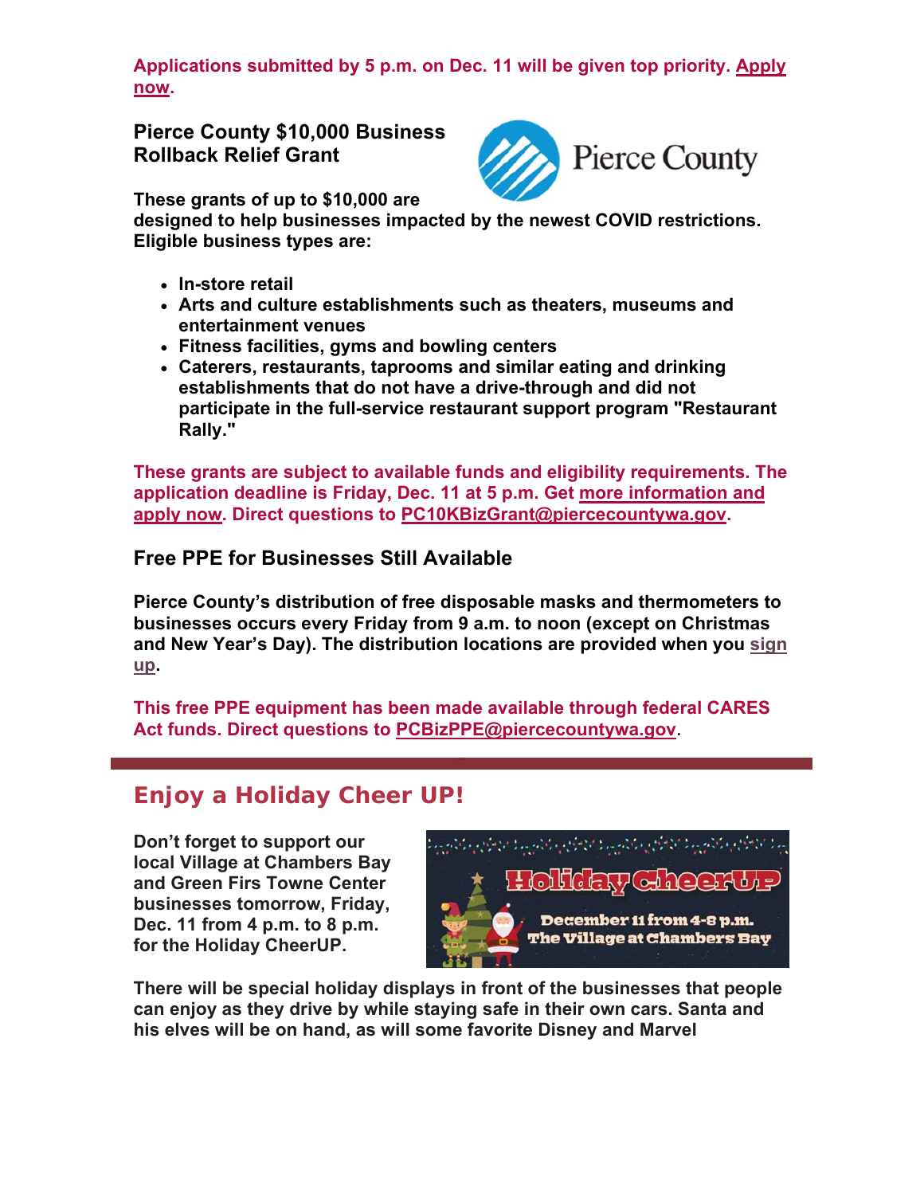**Applications submitted by 5 p.m. on Dec. 11 will be given top priority. Apply now.**

### Pierce County $10,000 Business Rollback Relief Grant

**These grants of up to $10,000 are designed to help businesses impacted by the newest COVID restrictions. Eligible business types are:**

- **In-store retail**
- **Arts and culture establishments such as theaters, museums and entertainment venues**
- **Fitness facilities, gyms and bowling centers**
- **Caterers, restaurants, taprooms and similar eating and drinking establishments that do not have a drive-through and did not participate in the full-service restaurant support program "Restaurant Rally."**

**These grants are subject to available funds and eligibility requirements. The application deadline is Friday, Dec. 11 at 5 p.m. Get more information and apply now. Direct questions to PC10KBizGrant@piercecountywa.gov.**

### Free PPE for Businesses Still Available

**Pierce County's distribution of free disposable masks and thermometers to businesses occurs every Friday from 9 a.m. to noon (except on Christmas and New Year's Day). The distribution locations are provided when you sign up.**

**This free PPE equipment has been made available through federal CARES Act funds. Direct questions to PCBizPPE@piercecountywa.gov.**

## Enjoy a Holiday Cheer UP!

**Don't forget to support our local Village at Chambers Bay and Green Firs Towne Center businesses tomorrow, Friday, Dec. 11 from 4 p.m. to 8 p.m. for the Holiday CheerUP.**

**There will be special holiday displays in front of the businesses that people can enjoy as they drive by while staying safe in their own cars. Santa and his elves will be on hand, as will some favorite Disney and Marvel**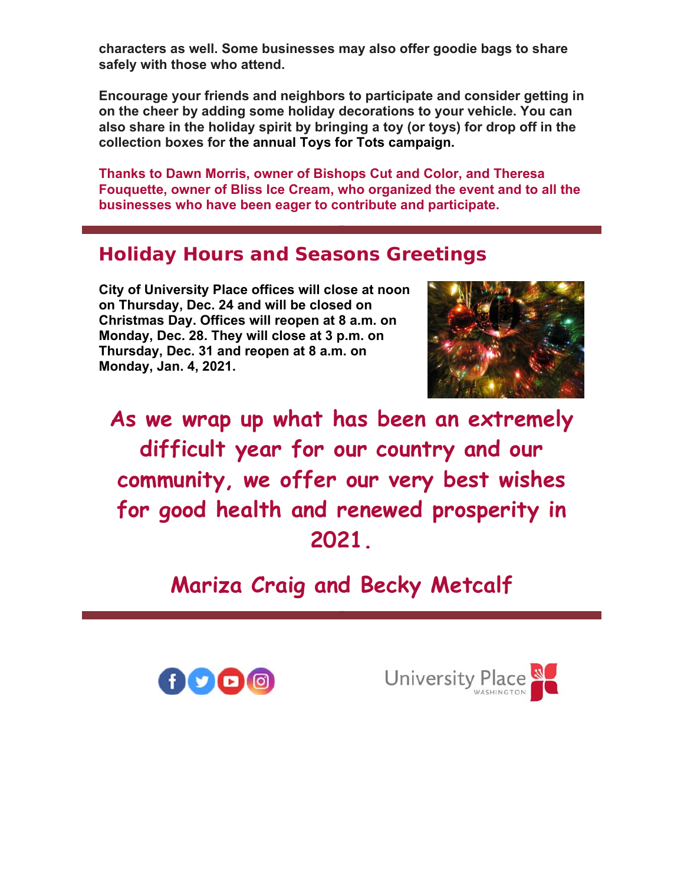**characters as well. Some businesses may also offer goodie bags to share safely with those who attend.**

**Encourage your friends and neighbors to participate and consider getting in on the cheer by adding some holiday decorations to your vehicle. You can also share in the holiday spirit by bringing a toy (or toys) for drop off in the collection boxes for the annual Toys for Tots campaign.**

**Thanks to Dawn Morris, owner of Bishops Cut and Color, and Theresa Fouquette, owner of Bliss Ice Cream, who organized the event and to all the businesses who have been eager to contribute and participate.**

## Holiday Hours and Seasons Greetings

**City of University Place offices will close at noon on Thursday, Dec. 24 and will be closed on Christmas Day. Offices will reopen at 8 a.m. on Monday, Dec. 28. They will close at 3 p.m. on Thursday, Dec. 31 and reopen at 8 a.m. on Monday, Jan. 4, 2021.**

**As we wrap up what has been an extremely difficult year for our country and our community, we offer our very best wishes for good health and renewed prosperity in 2021.**

**Mariza Craig and Becky Metcalf**

University Place WASHINGTON